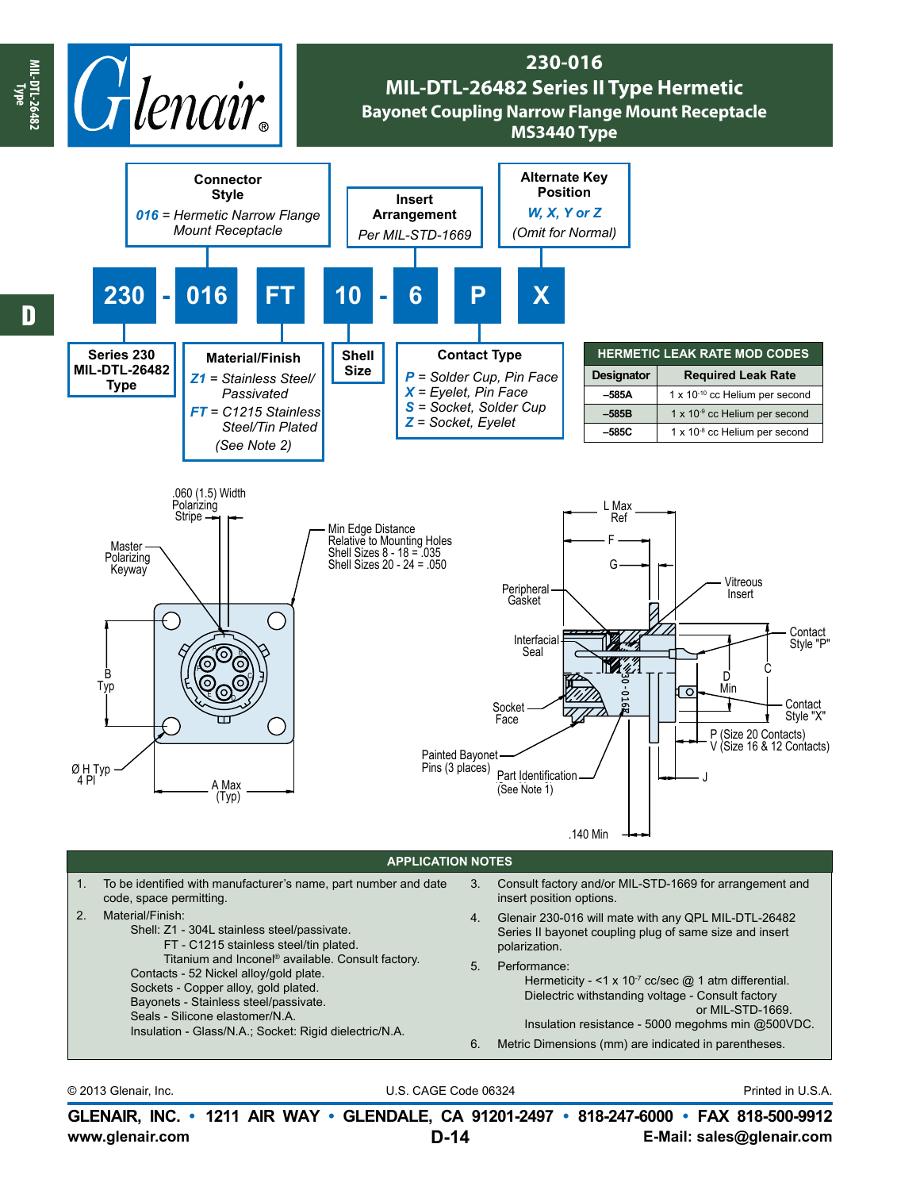# 230-016

## MIL-DTL-26482 Series II Type Hermetic

### Bayonet Coupling Narrow Flange Mount Receptacle
### MS3440 Type

**230 - 016 FT 10 - 6 P X**

**Series 230** MIL-DTL-26482 Type

**Connector Style**
*016* = *Hermetic Narrow Flange Mount Receptacle*

**Material/Finish**
*Z1* = *Stainless Steel/ Passivated*
*FT* = *C1215 Stainless Steel/Tin Plated*
*(See Note 2)*

**Shell Size**

**Insert Arrangement**
*Per MIL-STD-1669*

**Contact Type**
*P* = *Solder Cup, Pin Face*
*X* = *Eyelet, Pin Face*
*S* = *Socket, Solder Cup*
*Z* = *Socket, Eyelet*

**Alternate Key Position**
*W, X, Y or Z*
*(Omit for Normal)*

**HERMETIC LEAK RATE MOD CODES**

| Designator | Required Leak Rate |
|---|---|
| –585A | 1 x $10^{-10}$ cc Helium per second |
| –585B | 1 x $10^{-9}$ cc Helium per second |
| –585C | 1 x $10^{-8}$ cc Helium per second |

.060 (1.5) Width Polarizing Stripe
Master Polarizing Keyway
Min Edge Distance Relative to Mounting Holes
Shell Sizes 8 - 18 = .035
Shell Sizes 20 - 24 = .050
B Typ
Ø H Typ 4 Pl
A Max (Typ)

L Max Ref
F
G
Peripheral Gasket
Vitreous Insert
Interfacial Seal
Contact Style "P"
C
D Min
Socket Face
Contact Style "X"
P (Size 20 Contacts)
V (Size 16 & 12 Contacts)
Painted Bayonet Pins (3 places)
Part Identification (See Note 1)
J
.140 Min

## APPLICATION NOTES

1. To be identified with manufacturer's name, part number and date code, space permitting.
2. Material/Finish:
   - Shell: Z1 - 304L stainless steel/passivate.
     - FT - C1215 stainless steel/tin plated.
     - Titanium and Inconel® available. Consult factory.
   - Contacts - 52 Nickel alloy/gold plate.
   - Sockets - Copper alloy, gold plated.
   - Bayonets - Stainless steel/passivate.
   - Seals - Silicone elastomer/N.A.
   - Insulation - Glass/N.A.; Socket: Rigid dielectric/N.A.
3. Consult factory and/or MIL-STD-1669 for arrangement and insert position options.
4. Glenair 230-016 will mate with any QPL MIL-DTL-26482 Series II bayonet coupling plug of same size and insert polarization.
5. Performance:
   - Hermeticity - <1 x $10^{-7}$ cc/sec @ 1 atm differential.
   - Dielectric withstanding voltage - Consult factory or MIL-STD-1669.
   - Insulation resistance - 5000 megohms min @500VDC.
6. Metric Dimensions (mm) are indicated in parentheses.

© 2013 Glenair, Inc. U.S. CAGE Code 06324 Printed in U.S.A.

**GLENAIR, INC. • 1211 AIR WAY • GLENDALE, CA 91201-2497 • 818-247-6000 • FAX 818-500-9912**
**www.glenair.com** **E-Mail: sales@glenair.com**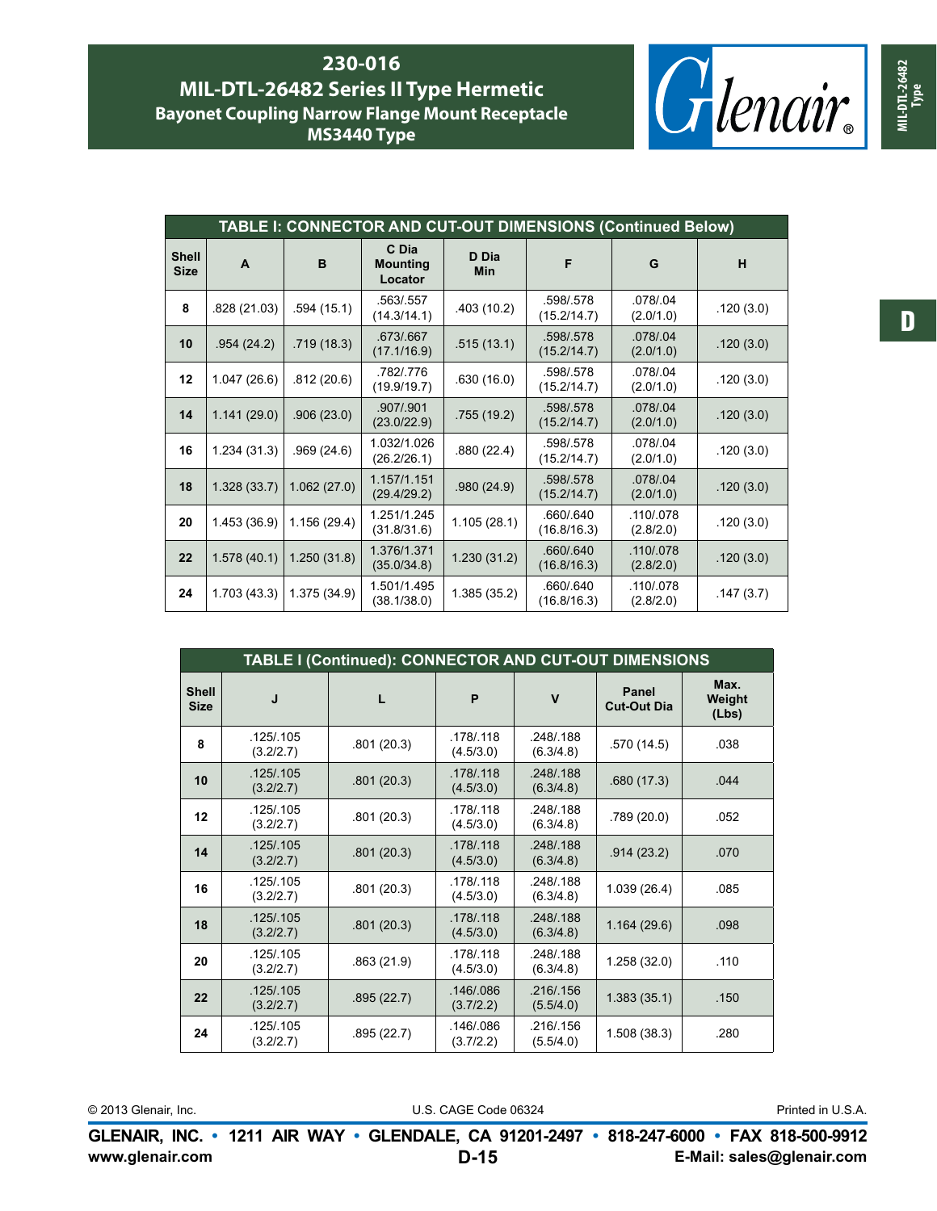# 230-016
## MIL-DTL-26482 Series II Type Hermetic
### Bayonet Coupling Narrow Flange Mount Receptacle
### MS3440 Type

| TABLE I: CONNECTOR AND CUT-OUT DIMENSIONS (Continued Below) | | | | | | | |
|---|---|---|---|---|---|---|---|
| Shell Size | A | B | C Dia Mounting Locator | D Dia Min | F | G | H |
| 8 | .828 (21.03) | .594 (15.1) | .563/.557 (14.3/14.1) | .403 (10.2) | .598/.578 (15.2/14.7) | .078/.04 (2.0/1.0) | .120 (3.0) |
| 10 | .954 (24.2) | .719 (18.3) | .673/.667 (17.1/16.9) | .515 (13.1) | .598/.578 (15.2/14.7) | .078/.04 (2.0/1.0) | .120 (3.0) |
| 12 | 1.047 (26.6) | .812 (20.6) | .782/.776 (19.9/19.7) | .630 (16.0) | .598/.578 (15.2/14.7) | .078/.04 (2.0/1.0) | .120 (3.0) |
| 14 | 1.141 (29.0) | .906 (23.0) | .907/.901 (23.0/22.9) | .755 (19.2) | .598/.578 (15.2/14.7) | .078/.04 (2.0/1.0) | .120 (3.0) |
| 16 | 1.234 (31.3) | .969 (24.6) | 1.032/1.026 (26.2/26.1) | .880 (22.4) | .598/.578 (15.2/14.7) | .078/.04 (2.0/1.0) | .120 (3.0) |
| 18 | 1.328 (33.7) | 1.062 (27.0) | 1.157/1.151 (29.4/29.2) | .980 (24.9) | .598/.578 (15.2/14.7) | .078/.04 (2.0/1.0) | .120 (3.0) |
| 20 | 1.453 (36.9) | 1.156 (29.4) | 1.251/1.245 (31.8/31.6) | 1.105 (28.1) | .660/.640 (16.8/16.3) | .110/.078 (2.8/2.0) | .120 (3.0) |
| 22 | 1.578 (40.1) | 1.250 (31.8) | 1.376/1.371 (35.0/34.8) | 1.230 (31.2) | .660/.640 (16.8/16.3) | .110/.078 (2.8/2.0) | .120 (3.0) |
| 24 | 1.703 (43.3) | 1.375 (34.9) | 1.501/1.495 (38.1/38.0) | 1.385 (35.2) | .660/.640 (16.8/16.3) | .110/.078 (2.8/2.0) | .147 (3.7) |

| TABLE I (Continued): CONNECTOR AND CUT-OUT DIMENSIONS | | | | | | |
|---|---|---|---|---|---|---|
| Shell Size | J | L | P | V | Panel Cut-Out Dia | Max. Weight (Lbs) |
| 8 | .125/.105 (3.2/2.7) | .801 (20.3) | .178/.118 (4.5/3.0) | .248/.188 (6.3/4.8) | .570 (14.5) | .038 |
| 10 | .125/.105 (3.2/2.7) | .801 (20.3) | .178/.118 (4.5/3.0) | .248/.188 (6.3/4.8) | .680 (17.3) | .044 |
| 12 | .125/.105 (3.2/2.7) | .801 (20.3) | .178/.118 (4.5/3.0) | .248/.188 (6.3/4.8) | .789 (20.0) | .052 |
| 14 | .125/.105 (3.2/2.7) | .801 (20.3) | .178/.118 (4.5/3.0) | .248/.188 (6.3/4.8) | .914 (23.2) | .070 |
| 16 | .125/.105 (3.2/2.7) | .801 (20.3) | .178/.118 (4.5/3.0) | .248/.188 (6.3/4.8) | 1.039 (26.4) | .085 |
| 18 | .125/.105 (3.2/2.7) | .801 (20.3) | .178/.118 (4.5/3.0) | .248/.188 (6.3/4.8) | 1.164 (29.6) | .098 |
| 20 | .125/.105 (3.2/2.7) | .863 (21.9) | .178/.118 (4.5/3.0) | .248/.188 (6.3/4.8) | 1.258 (32.0) | .110 |
| 22 | .125/.105 (3.2/2.7) | .895 (22.7) | .146/.086 (3.7/2.2) | .216/.156 (5.5/4.0) | 1.383 (35.1) | .150 |
| 24 | .125/.105 (3.2/2.7) | .895 (22.7) | .146/.086 (3.7/2.2) | .216/.156 (5.5/4.0) | 1.508 (38.3) | .280 |